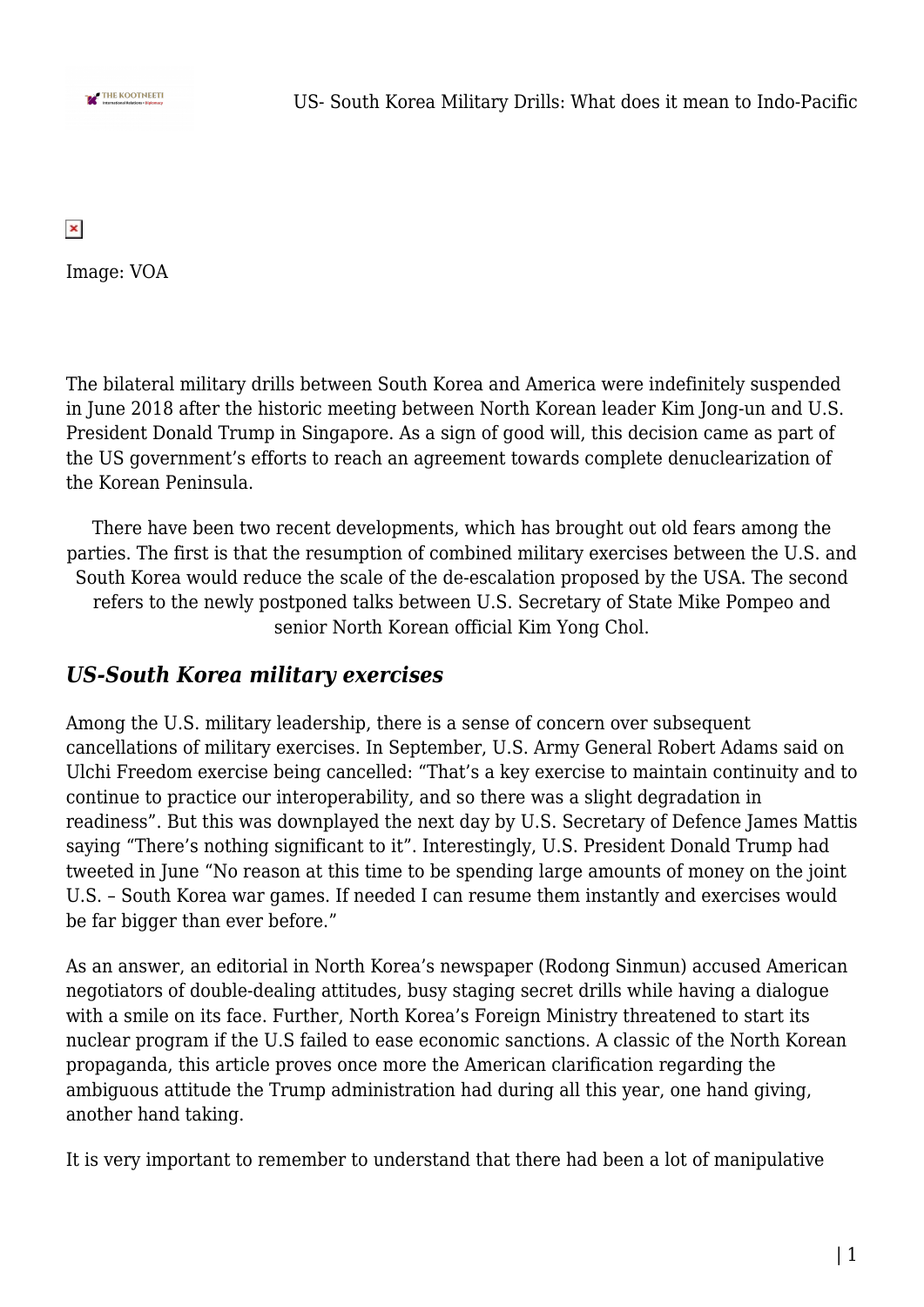Image: VOA

The bilateral military drills between South Korea and America were indefinitely suspended in June 2018 after the historic meeting between North Korean leader Kim Jong-un and U.S. President Donald Trump in Singapore. As a sign of good will, this decision came as part of the US government's efforts to reach an agreement towards complete denuclearization of the Korean Peninsula.

There have been two recent developments, which has brought out old fears among the parties. The first is that the resumption of combined military exercises between the U.S. and South Korea would reduce the scale of the de-escalation proposed by the USA. The second refers to the newly postponed talks between U.S. Secretary of State Mike Pompeo and senior North Korean official Kim Yong Chol.

### *US-South Korea military exercises*

Among the U.S. military leadership, there is a sense of concern over subsequent cancellations of military exercises. In September, U.S. Army General Robert Adams said on Ulchi Freedom exercise being cancelled: "That's a key exercise to maintain continuity and to continue to practice our interoperability, and so there was a slight degradation in readiness". But this was downplayed the next day by U.S. Secretary of Defence James Mattis saying "There's nothing significant to it". Interestingly, U.S. President Donald Trump had tweeted in June "No reason at this time to be spending large amounts of money on the joint U.S. – South Korea war games. If needed I can resume them instantly and exercises would be far bigger than ever before."

As an answer, an editorial in North Korea's newspaper (Rodong Sinmun) accused American negotiators of double-dealing attitudes, busy staging secret drills while having a dialogue with a smile on its face. Further, North Korea's Foreign Ministry threatened to start its nuclear program if the U.S failed to ease economic sanctions. A classic of the North Korean propaganda, this article proves once more the American clarification regarding the ambiguous attitude the Trump administration had during all this year, one hand giving, another hand taking.

It is very important to remember to understand that there had been a lot of manipulative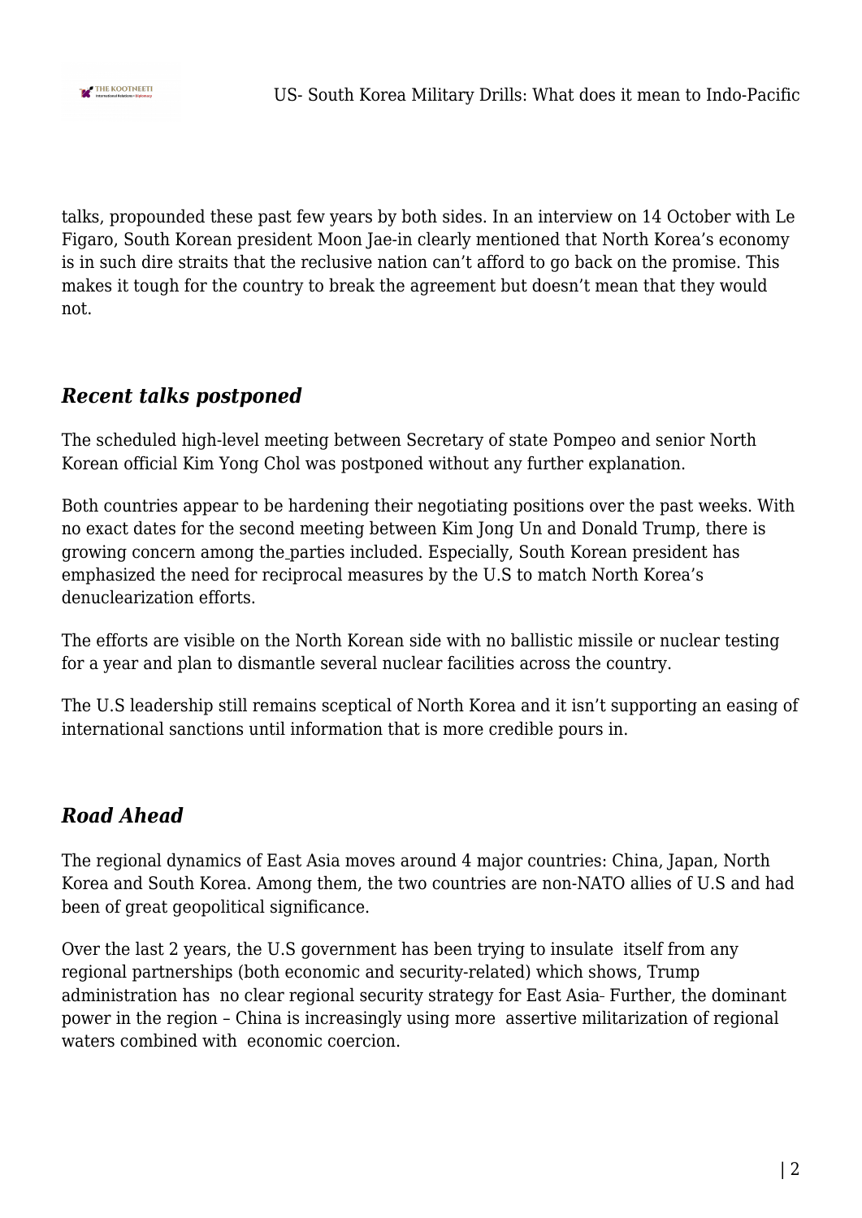talks, propounded these past few years by both sides. In an interview on 14 October with Le Figaro, South Korean president Moon Jae-in clearly mentioned that North Korea's economy is in such dire straits that the reclusive nation can't afford to go back on the promise. This makes it tough for the country to break the agreement but doesn't mean that they would not.

### *Recent talks postponed*

The scheduled high-level meeting between Secretary of state Pompeo and senior North Korean official Kim Yong Chol was postponed without any further explanation.

Both countries appear to be hardening their negotiating positions over the past weeks. With no exact dates for the second meeting between Kim Jong Un and Donald Trump, there is growing concern among the parties included. Especially, South Korean president has emphasized the need for reciprocal measures by the U.S to match North Korea's denuclearization efforts.

The efforts are visible on the North Korean side with no ballistic missile or nuclear testing for a year and plan to dismantle several nuclear facilities across the country.

The U.S leadership still remains sceptical of North Korea and it isn't supporting an easing of international sanctions until information that is more credible pours in.

### *Road Ahead*

The regional dynamics of East Asia moves around 4 major countries: China, Japan, North Korea and South Korea. Among them, the two countries are non-NATO allies of U.S and had been of great geopolitical significance.

Over the last 2 years, the U.S government has been trying to insulate itself from any regional partnerships (both economic and security-related) which shows, Trump administration has no clear regional security strategy for East Asia- Further, the dominant power in the region – China is increasingly using more assertive militarization of regional waters combined with economic coercion.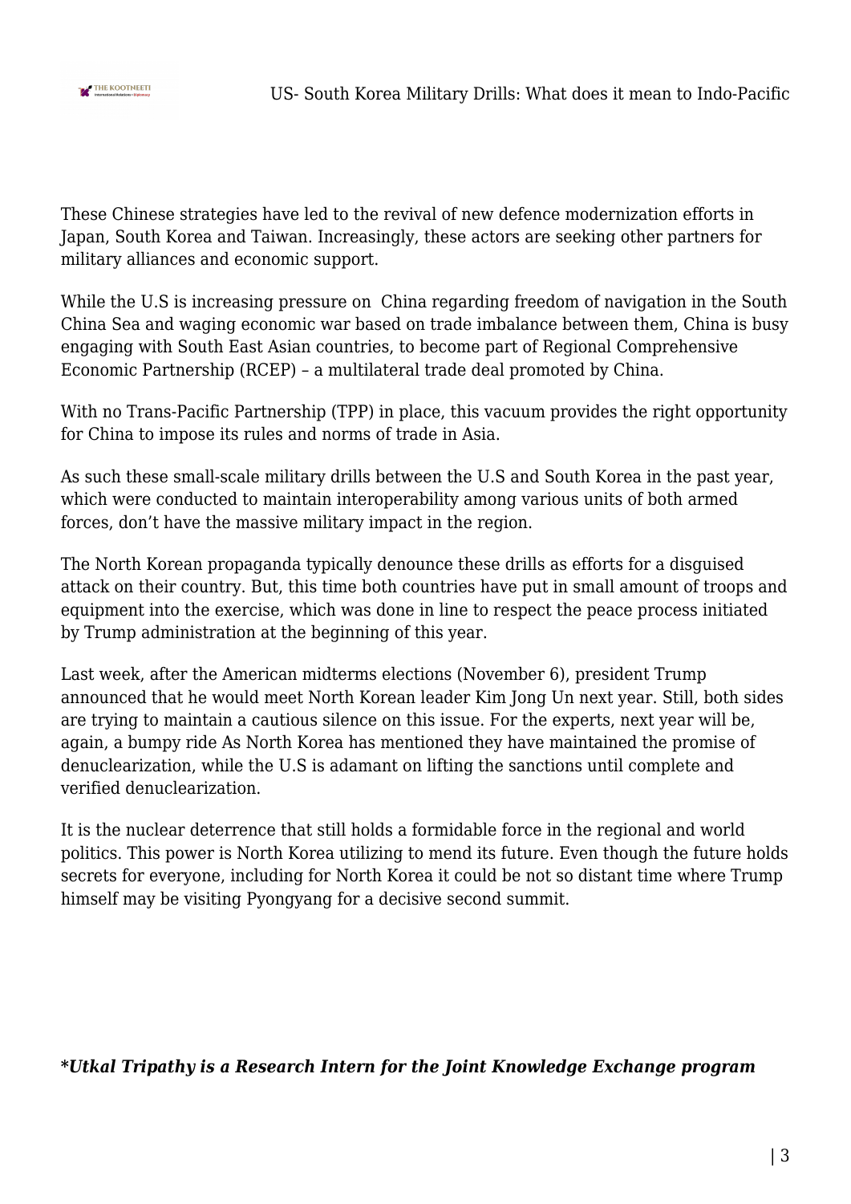These Chinese strategies have led to the revival of new defence modernization efforts in Japan, South Korea and Taiwan. Increasingly, these actors are seeking other partners for military alliances and economic support.

While the U.S is increasing pressure on China regarding freedom of navigation in the South China Sea and waging economic war based on trade imbalance between them, China is busy engaging with South East Asian countries, to become part of Regional Comprehensive Economic Partnership (RCEP) – a multilateral trade deal promoted by China.

With no Trans-Pacific Partnership (TPP) in place, this vacuum provides the right opportunity for China to impose its rules and norms of trade in Asia.

As such these small-scale military drills between the U.S and South Korea in the past year, which were conducted to maintain interoperability among various units of both armed forces, don't have the massive military impact in the region.

The North Korean propaganda typically denounce these drills as efforts for a disguised attack on their country. But, this time both countries have put in small amount of troops and equipment into the exercise, which was done in line to respect the peace process initiated by Trump administration at the beginning of this year.

Last week, after the American midterms elections (November 6), president Trump announced that he would meet North Korean leader Kim Jong Un next year. Still, both sides are trying to maintain a cautious silence on this issue. For the experts, next year will be, again, a bumpy ride As North Korea has mentioned they have maintained the promise of denuclearization, while the U.S is adamant on lifting the sanctions until complete and verified denuclearization.

It is the nuclear deterrence that still holds a formidable force in the regional and world politics. This power is North Korea utilizing to mend its future. Even though the future holds secrets for everyone, including for North Korea it could be not so distant time where Trump himself may be visiting Pyongyang for a decisive second summit.

***Utkal Tripathy is a Research Intern for the Joint Knowledge Exchange program***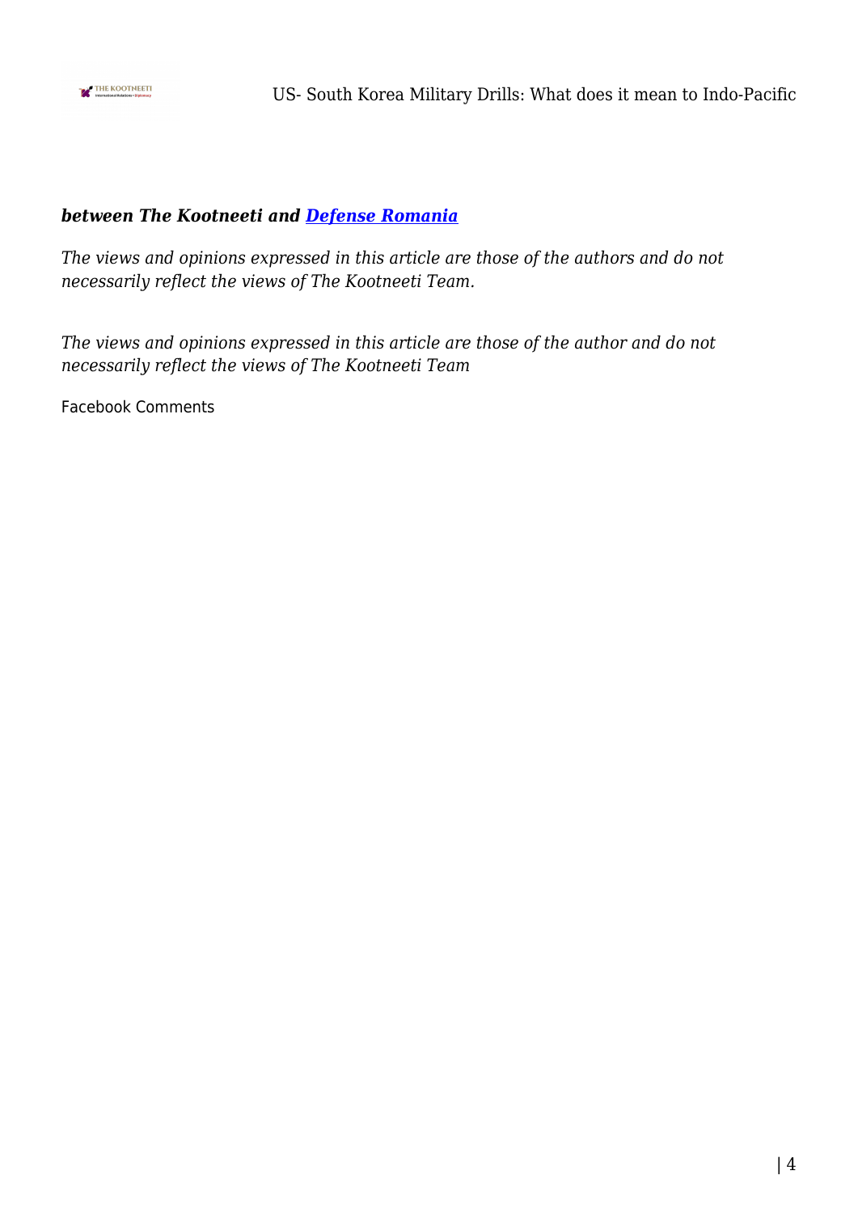***between The Kootneeti and [Defense Romania]()***

*The views and opinions expressed in this article are those of the authors and do not necessarily reflect the views of The Kootneeti Team.*

*The views and opinions expressed in this article are those of the author and do not necessarily reflect the views of The Kootneeti Team*

Facebook Comments